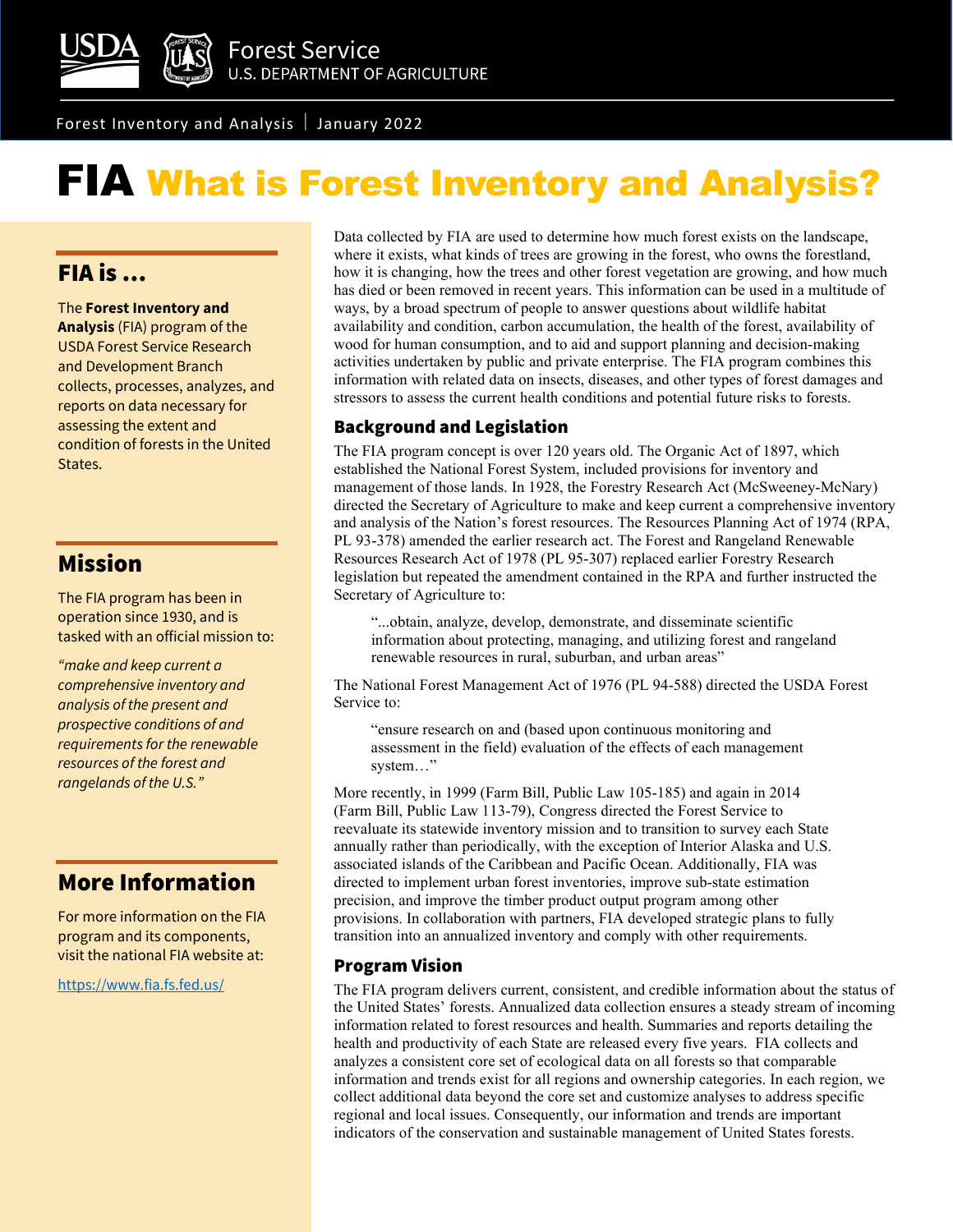Forest Service
U.S. DEPARTMENT OF AGRICULTURE

Forest Inventory and Analysis | January 2022

# FIA What is Forest Inventory and Analysis?

## FIA is …

The **Forest Inventory and Analysis** (FIA) program of the USDA Forest Service Research and Development Branch collects, processes, analyzes, and reports on data necessary for assessing the extent and condition of forests in the United States.

## Mission

The FIA program has been in operation since 1930, and is tasked with an official mission to:

*"make and keep current a comprehensive inventory and analysis of the present and prospective conditions of and requirements for the renewable resources of the forest and rangelands of the U.S."*

## More Information

For more information on the FIA program and its components, visit the national FIA website at:

https://www.fia.fs.fed.us/

---

Data collected by FIA are used to determine how much forest exists on the landscape, where it exists, what kinds of trees are growing in the forest, who owns the forestland, how it is changing, how the trees and other forest vegetation are growing, and how much has died or been removed in recent years. This information can be used in a multitude of ways, by a broad spectrum of people to answer questions about wildlife habitat availability and condition, carbon accumulation, the health of the forest, availability of wood for human consumption, and to aid and support planning and decision-making activities undertaken by public and private enterprise. The FIA program combines this information with related data on insects, diseases, and other types of forest damages and stressors to assess the current health conditions and potential future risks to forests.

### Background and Legislation

The FIA program concept is over 120 years old. The Organic Act of 1897, which established the National Forest System, included provisions for inventory and management of those lands. In 1928, the Forestry Research Act (McSweeney-McNary) directed the Secretary of Agriculture to make and keep current a comprehensive inventory and analysis of the Nation's forest resources. The Resources Planning Act of 1974 (RPA, PL 93-378) amended the earlier research act. The Forest and Rangeland Renewable Resources Research Act of 1978 (PL 95-307) replaced earlier Forestry Research legislation but repeated the amendment contained in the RPA and further instructed the Secretary of Agriculture to:

> "...obtain, analyze, develop, demonstrate, and disseminate scientific information about protecting, managing, and utilizing forest and rangeland renewable resources in rural, suburban, and urban areas"

The National Forest Management Act of 1976 (PL 94-588) directed the USDA Forest Service to:

> "ensure research on and (based upon continuous monitoring and assessment in the field) evaluation of the effects of each management system…"

More recently, in 1999 (Farm Bill, Public Law 105-185) and again in 2014 (Farm Bill, Public Law 113-79), Congress directed the Forest Service to reevaluate its statewide inventory mission and to transition to survey each State annually rather than periodically, with the exception of Interior Alaska and U.S. associated islands of the Caribbean and Pacific Ocean. Additionally, FIA was directed to implement urban forest inventories, improve sub-state estimation precision, and improve the timber product output program among other provisions. In collaboration with partners, FIA developed strategic plans to fully transition into an annualized inventory and comply with other requirements.

### Program Vision

The FIA program delivers current, consistent, and credible information about the status of the United States' forests. Annualized data collection ensures a steady stream of incoming information related to forest resources and health. Summaries and reports detailing the health and productivity of each State are released every five years. FIA collects and analyzes a consistent core set of ecological data on all forests so that comparable information and trends exist for all regions and ownership categories. In each region, we collect additional data beyond the core set and customize analyses to address specific regional and local issues. Consequently, our information and trends are important indicators of the conservation and sustainable management of United States forests.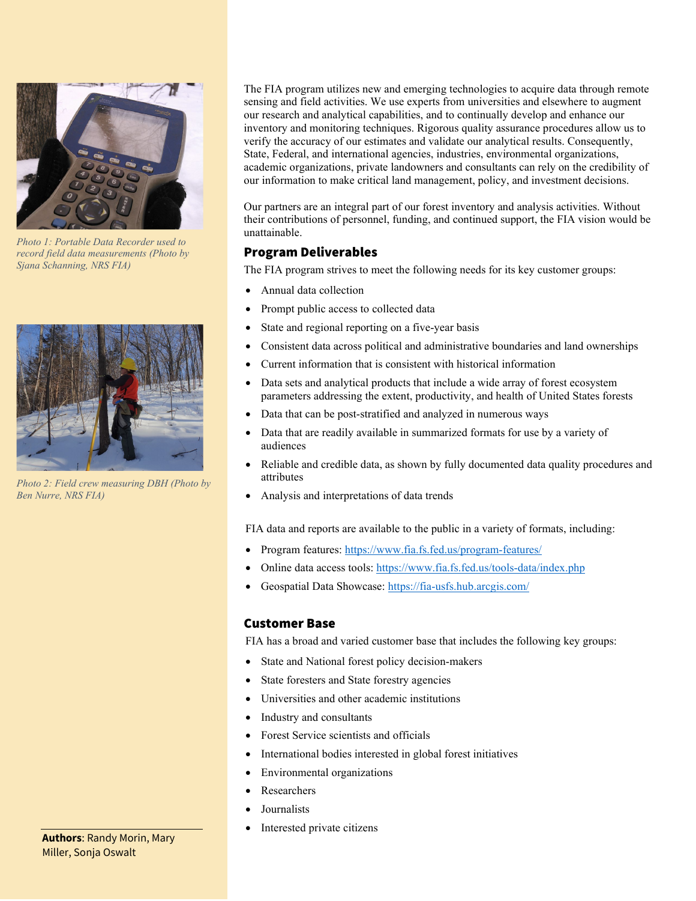*Photo 1: Portable Data Recorder used to record field data measurements (Photo by Sjana Schanning, NRS FIA)*

*Photo 2: Field crew measuring DBH (Photo by Ben Nurre, NRS FIA)*

The FIA program utilizes new and emerging technologies to acquire data through remote sensing and field activities. We use experts from universities and elsewhere to augment our research and analytical capabilities, and to continually develop and enhance our inventory and monitoring techniques. Rigorous quality assurance procedures allow us to verify the accuracy of our estimates and validate our analytical results. Consequently, State, Federal, and international agencies, industries, environmental organizations, academic organizations, private landowners and consultants can rely on the credibility of our information to make critical land management, policy, and investment decisions.

Our partners are an integral part of our forest inventory and analysis activities. Without their contributions of personnel, funding, and continued support, the FIA vision would be unattainable.

## Program Deliverables

The FIA program strives to meet the following needs for its key customer groups:

- Annual data collection
- Prompt public access to collected data
- State and regional reporting on a five-year basis
- Consistent data across political and administrative boundaries and land ownerships
- Current information that is consistent with historical information
- Data sets and analytical products that include a wide array of forest ecosystem parameters addressing the extent, productivity, and health of United States forests
- Data that can be post-stratified and analyzed in numerous ways
- Data that are readily available in summarized formats for use by a variety of audiences
- Reliable and credible data, as shown by fully documented data quality procedures and attributes
- Analysis and interpretations of data trends

FIA data and reports are available to the public in a variety of formats, including:

- Program features: https://www.fia.fs.fed.us/program-features/
- Online data access tools: https://www.fia.fs.fed.us/tools-data/index.php
- Geospatial Data Showcase: https://fia-usfs.hub.arcgis.com/

## Customer Base

FIA has a broad and varied customer base that includes the following key groups:

- State and National forest policy decision-makers
- State foresters and State forestry agencies
- Universities and other academic institutions
- Industry and consultants
- Forest Service scientists and officials
- International bodies interested in global forest initiatives
- Environmental organizations
- Researchers
- Journalists
- Interested private citizens

**Authors**: Randy Morin, Mary Miller, Sonja Oswalt